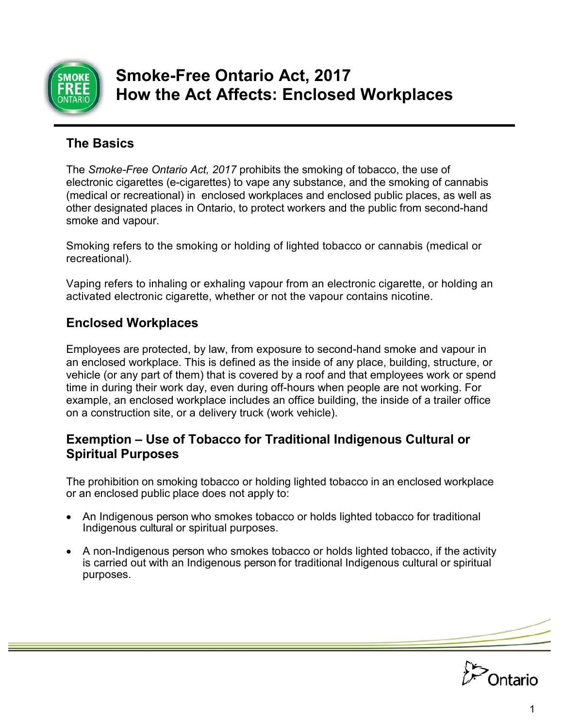# Smoke-Free Ontario Act, 2017
# How the Act Affects: Enclosed Workplaces

## The Basics

The *Smoke-Free Ontario Act, 2017* prohibits the smoking of tobacco, the use of electronic cigarettes (e-cigarettes) to vape any substance, and the smoking of cannabis (medical or recreational) in enclosed workplaces and enclosed public places, as well as other designated places in Ontario, to protect workers and the public from second-hand smoke and vapour.

Smoking refers to the smoking or holding of lighted tobacco or cannabis (medical or recreational).

Vaping refers to inhaling or exhaling vapour from an electronic cigarette, or holding an activated electronic cigarette, whether or not the vapour contains nicotine.

## Enclosed Workplaces

Employees are protected, by law, from exposure to second-hand smoke and vapour in an enclosed workplace. This is defined as the inside of any place, building, structure, or vehicle (or any part of them) that is covered by a roof and that employees work or spend time in during their work day, even during off-hours when people are not working. For example, an enclosed workplace includes an office building, the inside of a trailer office on a construction site, or a delivery truck (work vehicle).

## Exemption – Use of Tobacco for Traditional Indigenous Cultural or Spiritual Purposes

The prohibition on smoking tobacco or holding lighted tobacco in an enclosed workplace or an enclosed public place does not apply to:

- An Indigenous person who smokes tobacco or holds lighted tobacco for traditional Indigenous cultural or spiritual purposes.
- A non-Indigenous person who smokes tobacco or holds lighted tobacco, if the activity is carried out with an Indigenous person for traditional Indigenous cultural or spiritual purposes.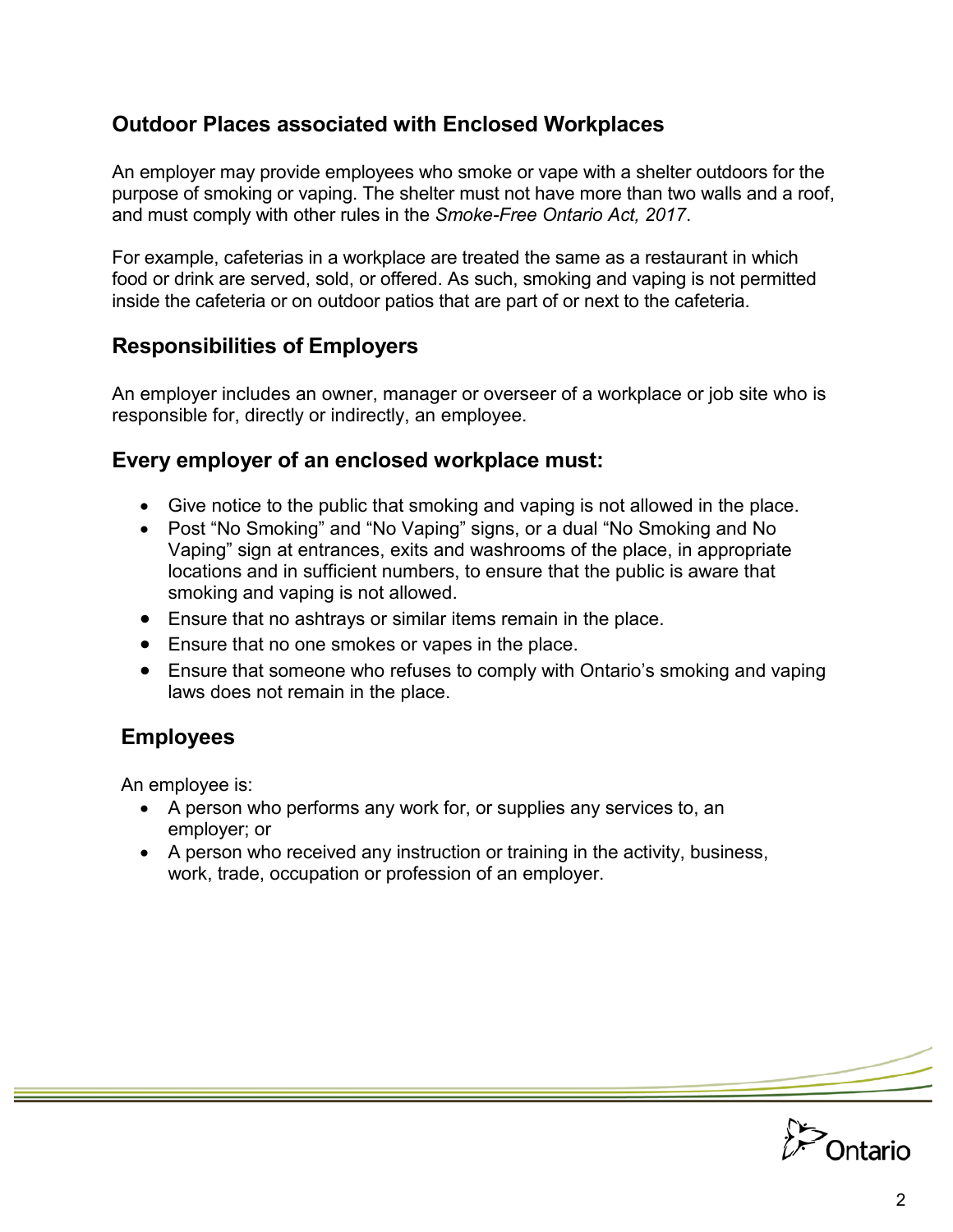## Outdoor Places associated with Enclosed Workplaces

An employer may provide employees who smoke or vape with a shelter outdoors for the purpose of smoking or vaping. The shelter must not have more than two walls and a roof, and must comply with other rules in the *Smoke-Free Ontario Act, 2017*.

For example, cafeterias in a workplace are treated the same as a restaurant in which food or drink are served, sold, or offered. As such, smoking and vaping is not permitted inside the cafeteria or on outdoor patios that are part of or next to the cafeteria.

## Responsibilities of Employers

An employer includes an owner, manager or overseer of a workplace or job site who is responsible for, directly or indirectly, an employee.

## Every employer of an enclosed workplace must:

- Give notice to the public that smoking and vaping is not allowed in the place.
- Post "No Smoking" and "No Vaping" signs, or a dual "No Smoking and No Vaping" sign at entrances, exits and washrooms of the place, in appropriate locations and in sufficient numbers, to ensure that the public is aware that smoking and vaping is not allowed.
- Ensure that no ashtrays or similar items remain in the place.
- Ensure that no one smokes or vapes in the place.
- Ensure that someone who refuses to comply with Ontario's smoking and vaping laws does not remain in the place.

## Employees

An employee is:

- A person who performs any work for, or supplies any services to, an employer; or
- A person who received any instruction or training in the activity, business, work, trade, occupation or profession of an employer.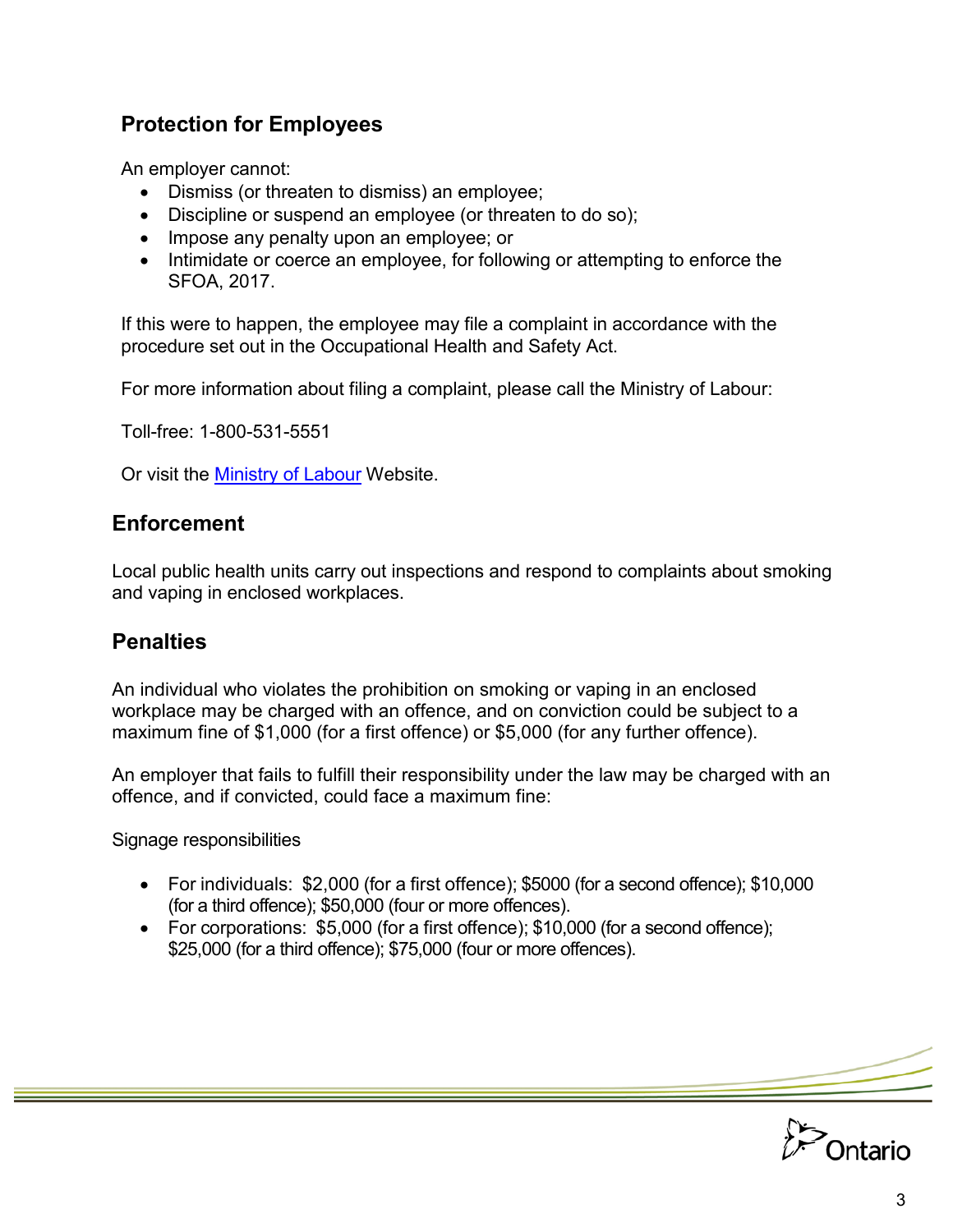## Protection for Employees

An employer cannot:

- Dismiss (or threaten to dismiss) an employee;
- Discipline or suspend an employee (or threaten to do so);
- Impose any penalty upon an employee; or
- Intimidate or coerce an employee, for following or attempting to enforce the SFOA, 2017.

If this were to happen, the employee may file a complaint in accordance with the procedure set out in the Occupational Health and Safety Act.

For more information about filing a complaint, please call the Ministry of Labour:

Toll-free: 1-800-531-5551

Or visit the Ministry of Labour Website.

## Enforcement

Local public health units carry out inspections and respond to complaints about smoking and vaping in enclosed workplaces.

## Penalties

An individual who violates the prohibition on smoking or vaping in an enclosed workplace may be charged with an offence, and on conviction could be subject to a maximum fine of $1,000 (for a first offence) or $5,000 (for any further offence).

An employer that fails to fulfill their responsibility under the law may be charged with an offence, and if convicted, could face a maximum fine:

Signage responsibilities

- For individuals: $2,000 (for a first offence); $5000 (for a second offence); $10,000 (for a third offence); $50,000 (four or more offences).
- For corporations: $5,000 (for a first offence); $10,000 (for a second offence); $25,000 (for a third offence); $75,000 (four or more offences).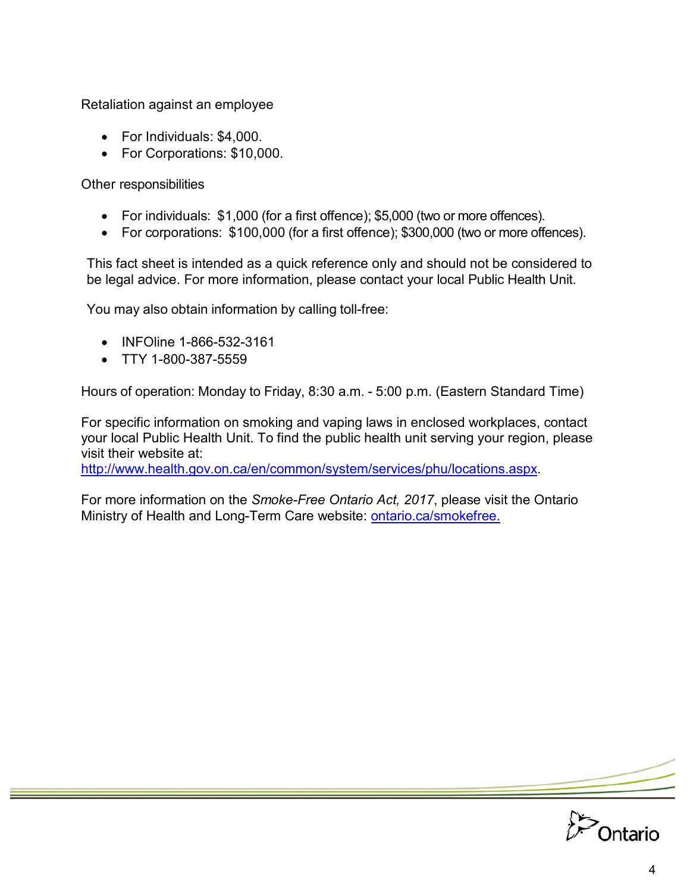Retaliation against an employee

- For Individuals: $4,000.
- For Corporations: $10,000.

Other responsibilities

- For individuals: $1,000 (for a first offence); $5,000 (two or more offences).
- For corporations: $100,000 (for a first offence); $300,000 (two or more offences).

This fact sheet is intended as a quick reference only and should not be considered to be legal advice. For more information, please contact your local Public Health Unit.

You may also obtain information by calling toll-free:

- INFOline 1-866-532-3161
- TTY 1-800-387-5559

Hours of operation: Monday to Friday, 8:30 a.m. - 5:00 p.m. (Eastern Standard Time)

For specific information on smoking and vaping laws in enclosed workplaces, contact your local Public Health Unit. To find the public health unit serving your region, please visit their website at: [http://www.health.gov.on.ca/en/common/system/services/phu/locations.aspx](http://www.health.gov.on.ca/en/common/system/services/phu/locations.aspx).

For more information on the *Smoke-Free Ontario Act, 2017*, please visit the Ontario Ministry of Health and Long-Term Care website: [ontario.ca/smokefree.](ontario.ca/smokefree)